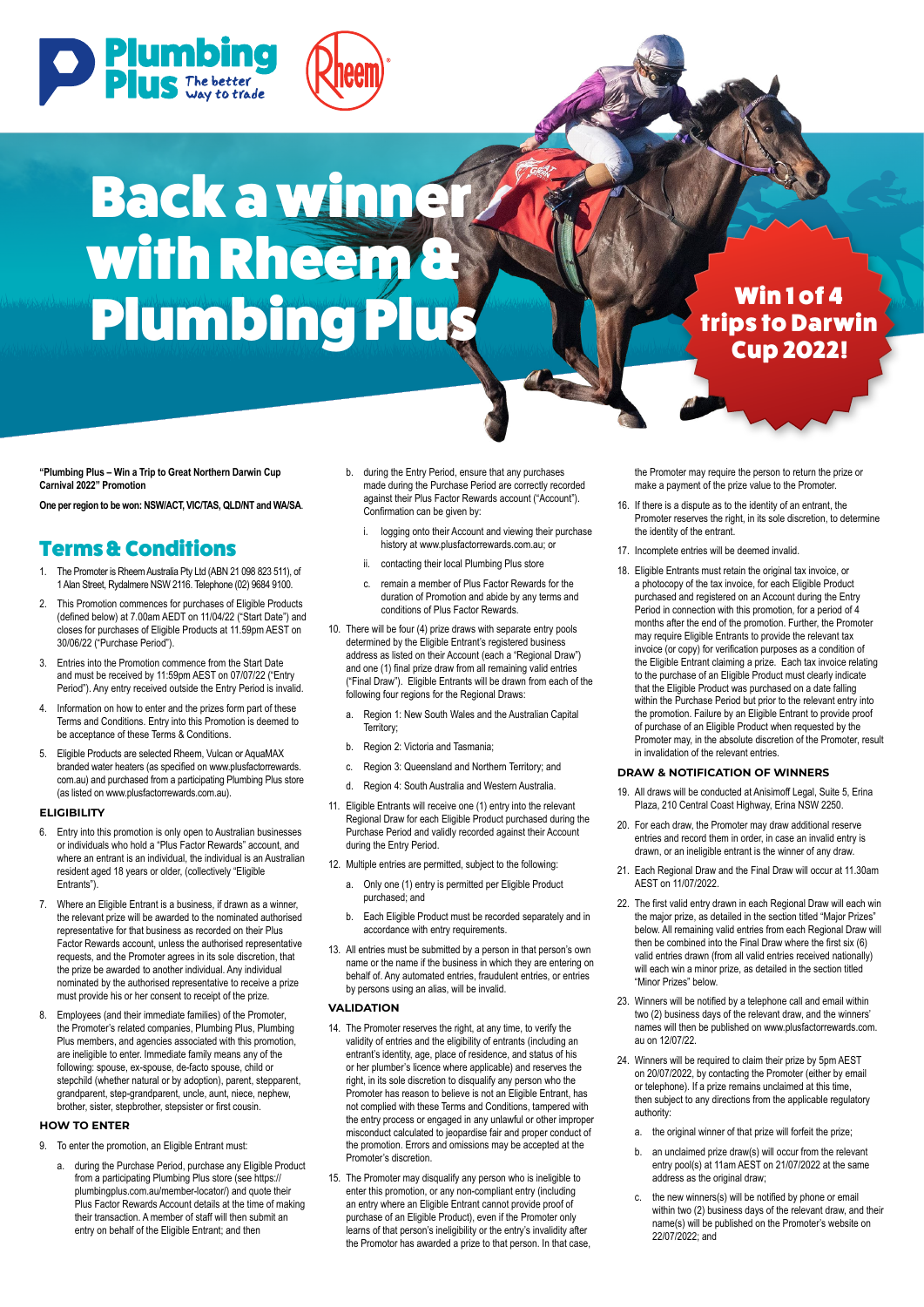Plumbing Plus The better way to trade

Rheem

# Back a winner with Rheem & Plumbing Plus

**Win 1 of 4 trips to Darwin Cup 2022!**

**"Plumbing Plus – Win a Trip to Great Northern Darwin Cup Carnival 2022" Promotion**

**One per region to be won: NSW/ACT, VIC/TAS, QLD/NT and WA/SA.**

## Terms & Conditions

1. The Promoter is Rheem Australia Pty Ltd (ABN 21 098 823 511), of 1 Alan Street, Rydalmere NSW 2116. Telephone (02) 9684 9100.
2. This Promotion commences for purchases of Eligible Products (defined below) at 7.00am AEDT on 11/04/22 ("Start Date") and closes for purchases of Eligible Products at 11.59pm AEST on 30/06/22 ("Purchase Period").
3. Entries into the Promotion commence from the Start Date and must be received by 11:59pm AEST on 07/07/22 ("Entry Period"). Any entry received outside the Entry Period is invalid.
4. Information on how to enter and the prizes form part of these Terms and Conditions. Entry into this Promotion is deemed to be acceptance of these Terms & Conditions.
5. Eligible Products are selected Rheem, Vulcan or AquaMAX branded water heaters (as specified on www.plusfactorrewards.com.au) and purchased from a participating Plumbing Plus store (as listed on www.plusfactorrewards.com.au).

### ELIGIBILITY

6. Entry into this promotion is only open to Australian businesses or individuals who hold a "Plus Factor Rewards" account, and where an entrant is an individual, the individual is an Australian resident aged 18 years or older, (collectively "Eligible Entrants").
7. Where an Eligible Entrant is a business, if drawn as a winner, the relevant prize will be awarded to the nominated authorised representative for that business as recorded on their Plus Factor Rewards account, unless the authorised representative requests, and the Promoter agrees in its sole discretion, that the prize be awarded to another individual. Any individual nominated by the authorised representative to receive a prize must provide his or her consent to receipt of the prize.
8. Employees (and their immediate families) of the Promoter, the Promoter's related companies, Plumbing Plus, Plumbing Plus members, and agencies associated with this promotion, are ineligible to enter. Immediate family means any of the following: spouse, ex-spouse, de-facto spouse, child or stepchild (whether natural or by adoption), parent, stepparent, grandparent, step-grandparent, uncle, aunt, niece, nephew, brother, sister, stepbrother, stepsister or first cousin.

### HOW TO ENTER

9. To enter the promotion, an Eligible Entrant must:
   a. during the Purchase Period, purchase any Eligible Product from a participating Plumbing Plus store (see https://plumbingplus.com.au/member-locator/) and quote their Plus Factor Rewards Account details at the time of making their transaction. A member of staff will then submit an entry on behalf of the Eligible Entrant; and then
   b. during the Entry Period, ensure that any purchases made during the Purchase Period are correctly recorded against their Plus Factor Rewards account ("Account"). Confirmation can be given by:
      i. logging onto their Account and viewing their purchase history at www.plusfactorrewards.com.au; or
      ii. contacting their local Plumbing Plus store
   c. remain a member of Plus Factor Rewards for the duration of Promotion and abide by any terms and conditions of Plus Factor Rewards.
10. There will be four (4) prize draws with separate entry pools determined by the Eligible Entrant's registered business address as listed on their Account (each a "Regional Draw") and one (1) final prize draw from all remaining valid entries ("Final Draw"). Eligible Entrants will be drawn from each of the following four regions for the Regional Draws:
    a. Region 1: New South Wales and the Australian Capital Territory;
    b. Region 2: Victoria and Tasmania;
    c. Region 3: Queensland and Northern Territory; and
    d. Region 4: South Australia and Western Australia.
11. Eligible Entrants will receive one (1) entry into the relevant Regional Draw for each Eligible Product purchased during the Purchase Period and validly recorded against their Account during the Entry Period.
12. Multiple entries are permitted, subject to the following:
    a. Only one (1) entry is permitted per Eligible Product purchased; and
    b. Each Eligible Product must be recorded separately and in accordance with entry requirements.
13. All entries must be submitted by a person in that person's own name or the name if the business in which they are entering on behalf of. Any automated entries, fraudulent entries, or entries by persons using an alias, will be invalid.

### VALIDATION

14. The Promoter reserves the right, at any time, to verify the validity of entries and the eligibility of entrants (including an entrant's identity, age, place of residence, and status of his or her plumber's licence where applicable) and reserves the right, in its sole discretion to disqualify any person who the Promoter has reason to believe is not an Eligible Entrant, has not complied with these Terms and Conditions, tampered with the entry process or engaged in any unlawful or other improper misconduct calculated to jeopardise fair and proper conduct of the promotion. Errors and omissions may be accepted at the Promoter's discretion.
15. The Promoter may disqualify any person who is ineligible to enter this promotion, or any non-compliant entry (including an entry where an Eligible Entrant cannot provide proof of purchase of an Eligible Product), even if the Promoter only learns of that person's ineligibility or the entry's invalidity after the Promotor has awarded a prize to that person. In that case, the Promoter may require the person to return the prize or make a payment of the prize value to the Promoter.
16. If there is a dispute as to the identity of an entrant, the Promoter reserves the right, in its sole discretion, to determine the identity of the entrant.
17. Incomplete entries will be deemed invalid.
18. Eligible Entrants must retain the original tax invoice, or a photocopy of the tax invoice, for each Eligible Product purchased and registered on an Account during the Entry Period in connection with this promotion, for a period of 4 months after the end of the promotion. Further, the Promoter may require Eligible Entrants to provide the relevant tax invoice (or copy) for verification purposes as a condition of the Eligible Entrant claiming a prize. Each tax invoice relating to the purchase of an Eligible Product must clearly indicate that the Eligible Product was purchased on a date falling within the Purchase Period but prior to the relevant entry into the promotion. Failure by an Eligible Entrant to provide proof of purchase of an Eligible Product when requested by the Promoter may, in the absolute discretion of the Promoter, result in invalidation of the relevant entries.

### DRAW & NOTIFICATION OF WINNERS

19. All draws will be conducted at Anisimoff Legal, Suite 5, Erina Plaza, 210 Central Coast Highway, Erina NSW 2250.
20. For each draw, the Promoter may draw additional reserve entries and record them in order, in case an invalid entry is drawn, or an ineligible entrant is the winner of any draw.
21. Each Regional Draw and the Final Draw will occur at 11.30am AEST on 11/07/2022.
22. The first valid entry drawn in each Regional Draw will each win the major prize, as detailed in the section titled "Major Prizes" below. All remaining valid entries from each Regional Draw will then be combined into the Final Draw where the first six (6) valid entries drawn (from all valid entries received nationally) will each win a minor prize, as detailed in the section titled "Minor Prizes" below.
23. Winners will be notified by a telephone call and email within two (2) business days of the relevant draw, and the winners' names will then be published on www.plusfactorrewards.com.au on 12/07/22.
24. Winners will be required to claim their prize by 5pm AEST on 20/07/2022, by contacting the Promoter (either by email or telephone). If a prize remains unclaimed at this time, then subject to any directions from the applicable regulatory authority:
    a. the original winner of that prize will forfeit the prize;
    b. an unclaimed prize draw(s) will occur from the relevant entry pool(s) at 11am AEST on 21/07/2022 at the same address as the original draw;
    c. the new winners(s) will be notified by phone or email within two (2) business days of the relevant draw, and their name(s) will be published on the Promoter's website on 22/07/2022; and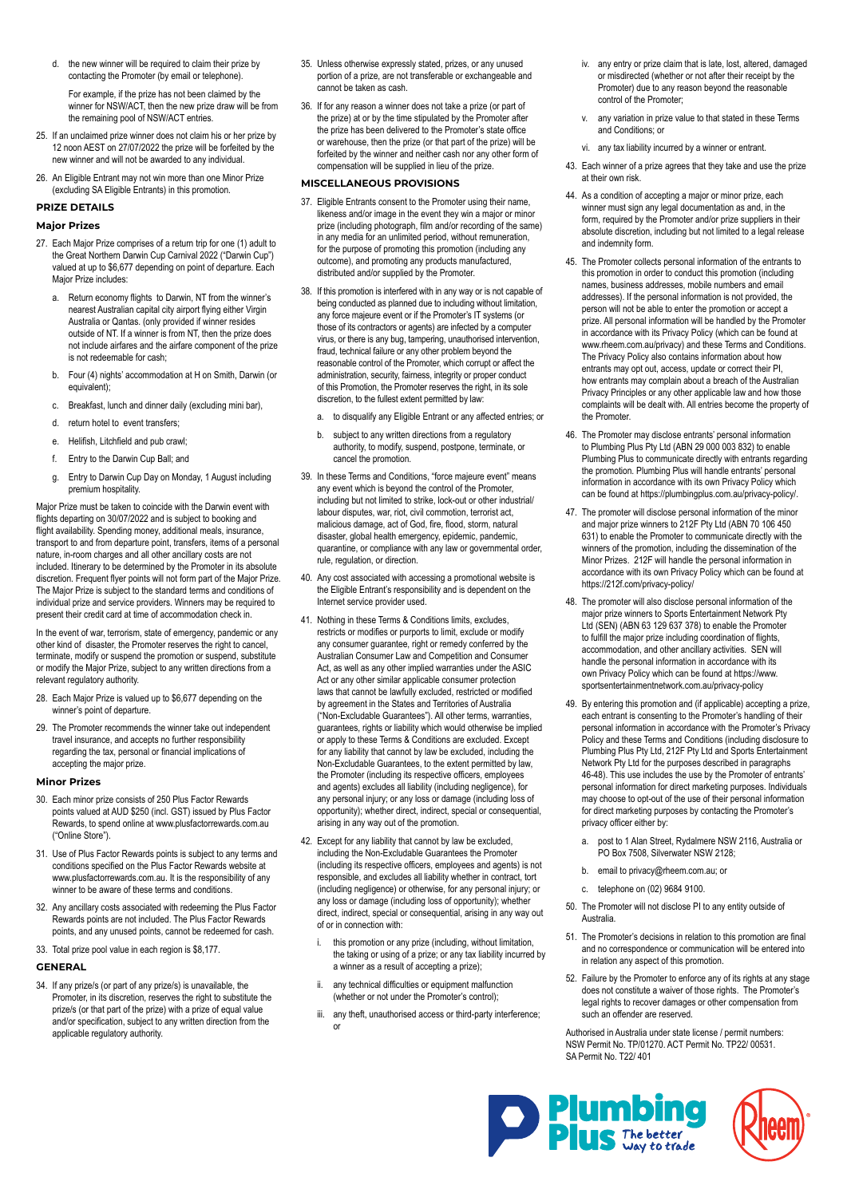d. the new winner will be required to claim their prize by contacting the Promoter (by email or telephone).

For example, if the prize has not been claimed by the winner for NSW/ACT, then the new prize draw will be from the remaining pool of NSW/ACT entries.

25. If an unclaimed prize winner does not claim his or her prize by 12 noon AEST on 27/07/2022 the prize will be forfeited by the new winner and will not be awarded to any individual.

26. An Eligible Entrant may not win more than one Minor Prize (excluding SA Eligible Entrants) in this promotion.

## PRIZE DETAILS

### Major Prizes

27. Each Major Prize comprises of a return trip for one (1) adult to the Great Northern Darwin Cup Carnival 2022 ("Darwin Cup") valued at up to $6,677 depending on point of departure. Each Major Prize includes:

    a. Return economy flights to Darwin, NT from the winner's nearest Australian capital city airport flying either Virgin Australia or Qantas. (only provided if winner resides outside of NT. If a winner is from NT, then the prize does not include airfares and the airfare component of the prize is not redeemable for cash;

    b. Four (4) nights' accommodation at H on Smith, Darwin (or equivalent);

    c. Breakfast, lunch and dinner daily (excluding mini bar),

    d. return hotel to event transfers;

    e. Helifish, Litchfield and pub crawl;

    f. Entry to the Darwin Cup Ball; and

    g. Entry to Darwin Cup Day on Monday, 1 August including premium hospitality.

Major Prize must be taken to coincide with the Darwin event with flights departing on 30/07/2022 and is subject to booking and flight availability. Spending money, additional meals, insurance, transport to and from departure point, transfers, items of a personal nature, in-room charges and all other ancillary costs are not included. Itinerary to be determined by the Promoter in its absolute discretion. Frequent flyer points will not form part of the Major Prize. The Major Prize is subject to the standard terms and conditions of individual prize and service providers. Winners may be required to present their credit card at time of accommodation check in.

In the event of war, terrorism, state of emergency, pandemic or any other kind of disaster, the Promoter reserves the right to cancel, terminate, modify or suspend the promotion or suspend, substitute or modify the Major Prize, subject to any written directions from a relevant regulatory authority.

28. Each Major Prize is valued up to $6,677 depending on the winner's point of departure.

29. The Promoter recommends the winner take out independent travel insurance, and accepts no further responsibility regarding the tax, personal or financial implications of accepting the major prize.

### Minor Prizes

30. Each minor prize consists of 250 Plus Factor Rewards points valued at AUD $250 (incl. GST) issued by Plus Factor Rewards, to spend online at www.plusfactorrewards.com.au ("Online Store").

31. Use of Plus Factor Rewards points is subject to any terms and conditions specified on the Plus Factor Rewards website at www.plusfactorrewards.com.au. It is the responsibility of any winner to be aware of these terms and conditions.

32. Any ancillary costs associated with redeeming the Plus Factor Rewards points are not included. The Plus Factor Rewards points, and any unused points, cannot be redeemed for cash.

33. Total prize pool value in each region is $8,177.

### GENERAL

34. If any prize/s (or part of any prize/s) is unavailable, the Promoter, in its discretion, reserves the right to substitute the prize/s (or that part of the prize) with a prize of equal value and/or specification, subject to any written direction from the applicable regulatory authority.

35. Unless otherwise expressly stated, prizes, or any unused portion of a prize, are not transferable or exchangeable and cannot be taken as cash.

36. If for any reason a winner does not take a prize (or part of the prize) at or by the time stipulated by the Promoter after the prize has been delivered to the Promoter's state office or warehouse, then the prize (or that part of the prize) will be forfeited by the winner and neither cash nor any other form of compensation will be supplied in lieu of the prize.

### MISCELLANEOUS PROVISIONS

37. Eligible Entrants consent to the Promoter using their name, likeness and/or image in the event they win a major or minor prize (including photograph, film and/or recording of the same) in any media for an unlimited period, without remuneration, for the purpose of promoting this promotion (including any outcome), and promoting any products manufactured, distributed and/or supplied by the Promoter.

38. If this promotion is interfered with in any way or is not capable of being conducted as planned due to including without limitation, any force majeure event or if the Promoter's IT systems (or those of its contractors or agents) are infected by a computer virus, or there is any bug, tampering, unauthorised intervention, fraud, technical failure or any other problem beyond the reasonable control of the Promoter, which corrupt or affect the administration, security, fairness, integrity or proper conduct of this Promotion, the Promoter reserves the right, in its sole discretion, to the fullest extent permitted by law:

    a. to disqualify any Eligible Entrant or any affected entries; or

    b. subject to any written directions from a regulatory authority, to modify, suspend, postpone, terminate, or cancel the promotion.

39. In these Terms and Conditions, "force majeure event" means any event which is beyond the control of the Promoter, including but not limited to strike, lock-out or other industrial/ labour disputes, war, riot, civil commotion, terrorist act, malicious damage, act of God, fire, flood, storm, natural disaster, global health emergency, epidemic, pandemic, quarantine, or compliance with any law or governmental order, rule, regulation, or direction.

40. Any cost associated with accessing a promotional website is the Eligible Entrant's responsibility and is dependent on the Internet service provider used.

41. Nothing in these Terms & Conditions limits, excludes, restricts or modifies or purports to limit, exclude or modify any consumer guarantee, right or remedy conferred by the Australian Consumer Law and Competition and Consumer Act, as well as any other implied warranties under the ASIC Act or any other similar applicable consumer protection laws that cannot be lawfully excluded, restricted or modified by agreement in the States and Territories of Australia ("Non-Excludable Guarantees"). All other terms, warranties, guarantees, rights or liability which would otherwise be implied or apply to these Terms & Conditions are excluded. Except for any liability that cannot by law be excluded, including the Non-Excludable Guarantees, to the extent permitted by law, the Promoter (including its respective officers, employees and agents) excludes all liability (including negligence), for any personal injury; or any loss or damage (including loss of opportunity); whether direct, indirect, special or consequential, arising in any way out of the promotion.

42. Except for any liability that cannot by law be excluded, including the Non-Excludable Guarantees the Promoter (including its respective officers, employees and agents) is not responsible, and excludes all liability whether in contract, tort (including negligence) or otherwise, for any personal injury; or any loss or damage (including loss of opportunity); whether direct, indirect, special or consequential, arising in any way out of or in connection with:

    i. this promotion or any prize (including, without limitation, the taking or using of a prize; or any tax liability incurred by a winner as a result of accepting a prize);

    ii. any technical difficulties or equipment malfunction (whether or not under the Promoter's control);

    iii. any theft, unauthorised access or third-party interference; or

    iv. any entry or prize claim that is late, lost, altered, damaged or misdirected (whether or not after their receipt by the Promoter) due to any reason beyond the reasonable control of the Promoter;

    v. any variation in prize value to that stated in these Terms and Conditions; or

    vi. any tax liability incurred by a winner or entrant.

43. Each winner of a prize agrees that they take and use the prize at their own risk.

44. As a condition of accepting a major or minor prize, each winner must sign any legal documentation as and, in the form, required by the Promoter and/or prize suppliers in their absolute discretion, including but not limited to a legal release and indemnity form.

45. The Promoter collects personal information of the entrants to this promotion in order to conduct this promotion (including names, business addresses, mobile numbers and email addresses). If the personal information is not provided, the person will not be able to enter the promotion or accept a prize. All personal information will be handled by the Promoter in accordance with its Privacy Policy (which can be found at www.rheem.com.au/privacy) and these Terms and Conditions. The Privacy Policy also contains information about how entrants may opt out, access, update or correct their PI, how entrants may complain about a breach of the Australian Privacy Principles or any other applicable law and how those complaints will be dealt with. All entries become the property of the Promoter.

46. The Promoter may disclose entrants' personal information to Plumbing Plus Pty Ltd (ABN 29 000 003 832) to enable Plumbing Plus to communicate directly with entrants regarding the promotion. Plumbing Plus will handle entrants' personal information in accordance with its own Privacy Policy which can be found at https://plumbingplus.com.au/privacy-policy/.

47. The promoter will disclose personal information of the minor and major prize winners to 212F Pty Ltd (ABN 70 106 450 631) to enable the Promoter to communicate directly with the winners of the promotion, including the dissemination of the Minor Prizes. 212F will handle the personal information in accordance with its own Privacy Policy which can be found at https://212f.com/privacy-policy/

48. The promoter will also disclose personal information of the major prize winners to Sports Entertainment Network Pty Ltd (SEN) (ABN 63 129 637 378) to enable the Promoter to fulfill the major prize including coordination of flights, accommodation, and other ancillary activities. SEN will handle the personal information in accordance with its own Privacy Policy which can be found at https://www.sportsentertainmentnetwork.com.au/privacy-policy

49. By entering this promotion and (if applicable) accepting a prize, each entrant is consenting to the Promoter's handling of their personal information in accordance with the Promoter's Privacy Policy and these Terms and Conditions (including disclosure to Plumbing Plus Pty Ltd, 212F Pty Ltd and Sports Entertainment Network Pty Ltd for the purposes described in paragraphs 46-48). This use includes the use by the Promoter of entrants' personal information for direct marketing purposes. Individuals may choose to opt-out of the use of their personal information for direct marketing purposes by contacting the Promoter's privacy officer either by:

    a. post to 1 Alan Street, Rydalmere NSW 2116, Australia or PO Box 7508, Silverwater NSW 2128;

    b. email to privacy@rheem.com.au; or

    c. telephone on (02) 9684 9100.

50. The Promoter will not disclose PI to any entity outside of Australia.

51. The Promoter's decisions in relation to this promotion are final and no correspondence or communication will be entered into in relation any aspect of this promotion.

52. Failure by the Promoter to enforce any of its rights at any stage does not constitute a waiver of those rights. The Promoter's legal rights to recover damages or other compensation from such an offender are reserved.

Authorised in Australia under state license / permit numbers: NSW Permit No. TP/01270. ACT Permit No. TP22/ 00531. SA Permit No. T22/ 401

Plumbing Plus The better way to trade

Rheem